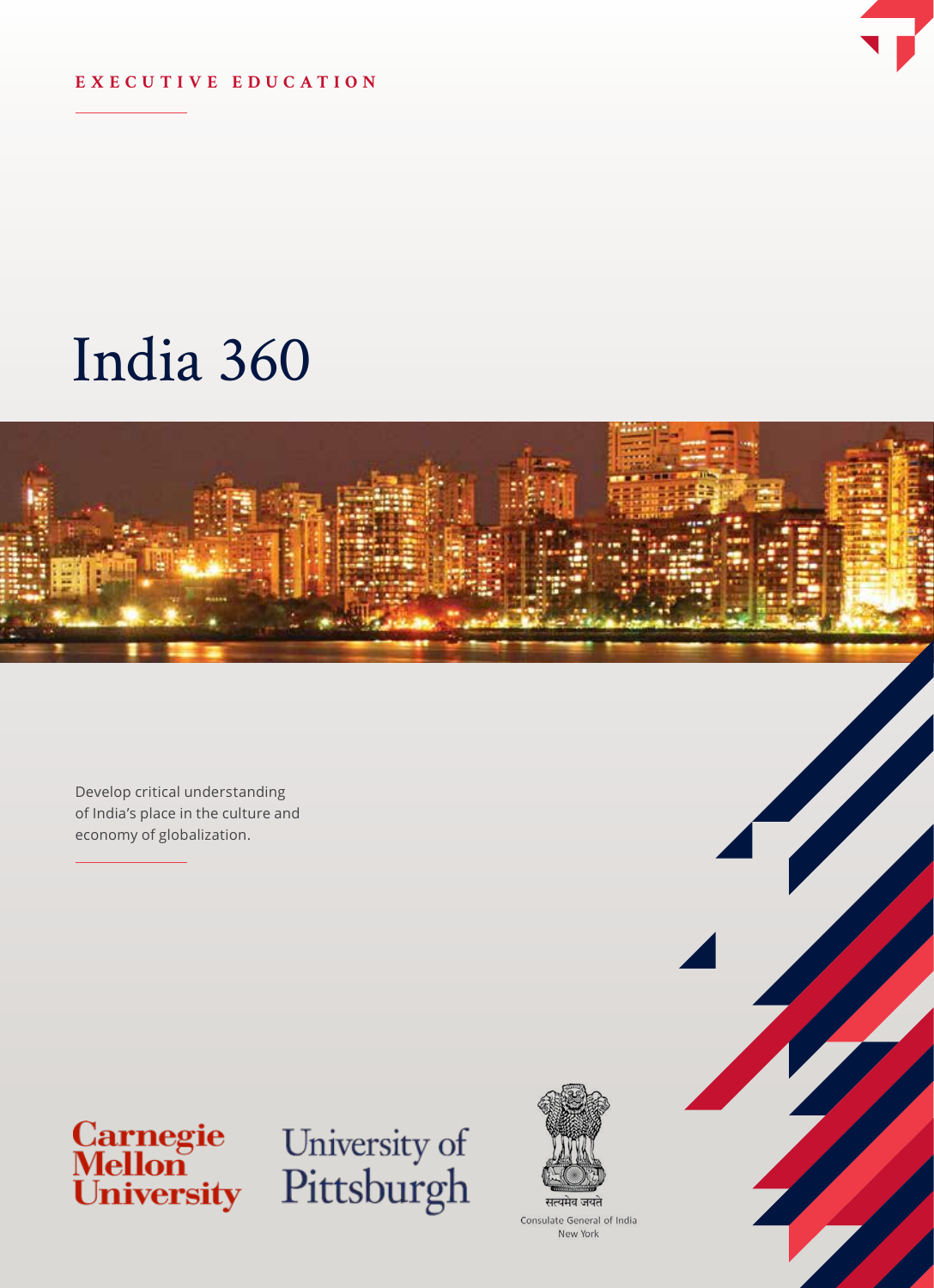EXECUTIVE EDUCATION

# India 360

Develop critical understanding of India's place in the culture and economy of globalization.

Carnegie Mellon University

University of Pittsburgh

सत्यमेव जयते

Consulate General of India
New York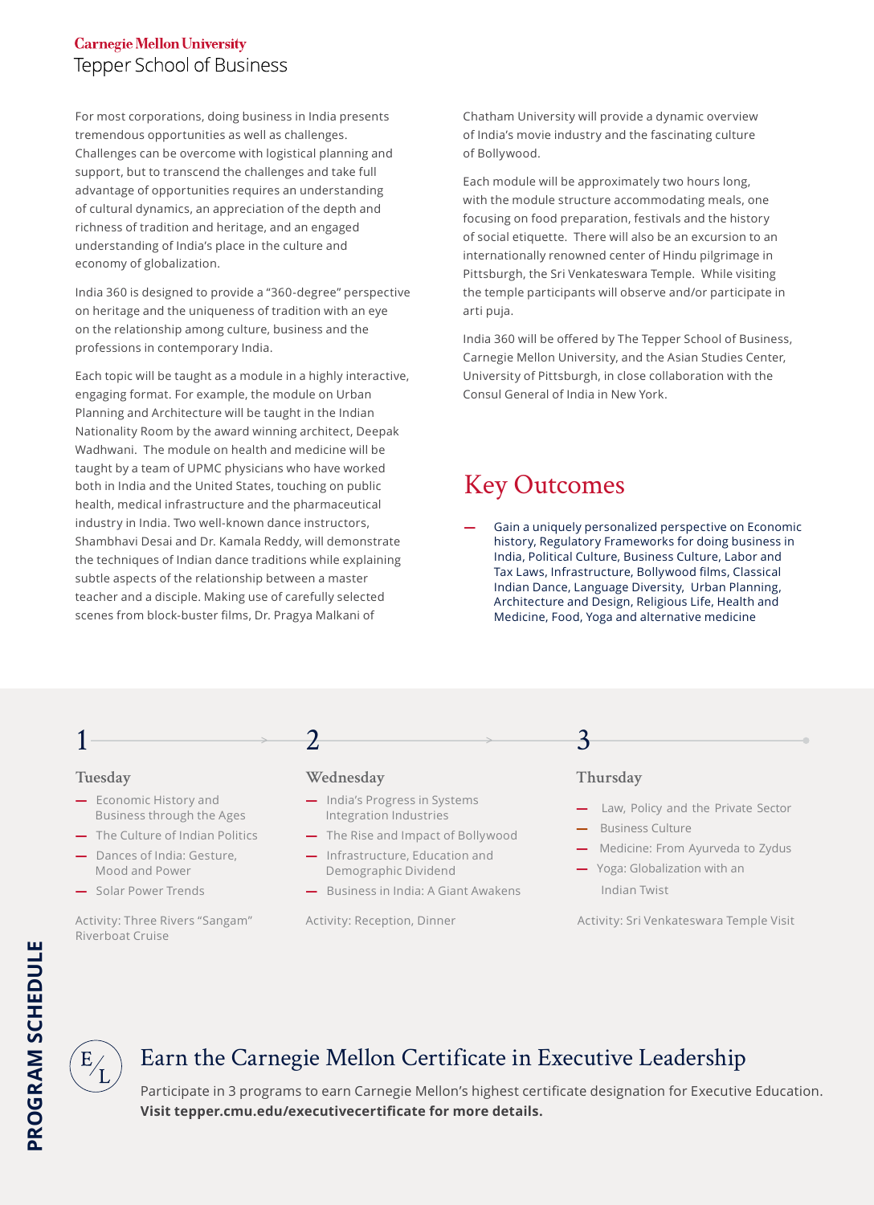Carnegie Mellon University
Tepper School of Business

For most corporations, doing business in India presents tremendous opportunities as well as challenges. Challenges can be overcome with logistical planning and support, but to transcend the challenges and take full advantage of opportunities requires an understanding of cultural dynamics, an appreciation of the depth and richness of tradition and heritage, and an engaged understanding of India's place in the culture and economy of globalization.

India 360 is designed to provide a "360-degree" perspective on heritage and the uniqueness of tradition with an eye on the relationship among culture, business and the professions in contemporary India.

Each topic will be taught as a module in a highly interactive, engaging format. For example, the module on Urban Planning and Architecture will be taught in the Indian Nationality Room by the award winning architect, Deepak Wadhwani. The module on health and medicine will be taught by a team of UPMC physicians who have worked both in India and the United States, touching on public health, medical infrastructure and the pharmaceutical industry in India. Two well-known dance instructors, Shambhavi Desai and Dr. Kamala Reddy, will demonstrate the techniques of Indian dance traditions while explaining subtle aspects of the relationship between a master teacher and a disciple. Making use of carefully selected scenes from block-buster films, Dr. Pragya Malkani of Chatham University will provide a dynamic overview of India's movie industry and the fascinating culture of Bollywood.

Each module will be approximately two hours long, with the module structure accommodating meals, one focusing on food preparation, festivals and the history of social etiquette. There will also be an excursion to an internationally renowned center of Hindu pilgrimage in Pittsburgh, the Sri Venkateswara Temple. While visiting the temple participants will observe and/or participate in arti puja.

India 360 will be offered by The Tepper School of Business, Carnegie Mellon University, and the Asian Studies Center, University of Pittsburgh, in close collaboration with the Consul General of India in New York.

## Key Outcomes

- Gain a uniquely personalized perspective on Economic history, Regulatory Frameworks for doing business in India, Political Culture, Business Culture, Labor and Tax Laws, Infrastructure, Bollywood films, Classical Indian Dance, Language Diversity, Urban Planning, Architecture and Design, Religious Life, Health and Medicine, Food, Yoga and alternative medicine

## Program Schedule

### 1 — Tuesday

- Economic History and Business through the Ages
- The Culture of Indian Politics
- Dances of India: Gesture, Mood and Power
- Solar Power Trends

Activity: Three Rivers "Sangam" Riverboat Cruise

### 2 — Wednesday

- India's Progress in Systems Integration Industries
- The Rise and Impact of Bollywood
- Infrastructure, Education and Demographic Dividend
- Business in India: A Giant Awakens

Activity: Reception, Dinner

### 3 — Thursday

- Law, Policy and the Private Sector
- Business Culture
- Medicine: From Ayurveda to Zydus
- Yoga: Globalization with an Indian Twist

Activity: Sri Venkateswara Temple Visit

## Earn the Carnegie Mellon Certificate in Executive Leadership

Participate in 3 programs to earn Carnegie Mellon's highest certificate designation for Executive Education. **Visit tepper.cmu.edu/executivecertificate for more details.**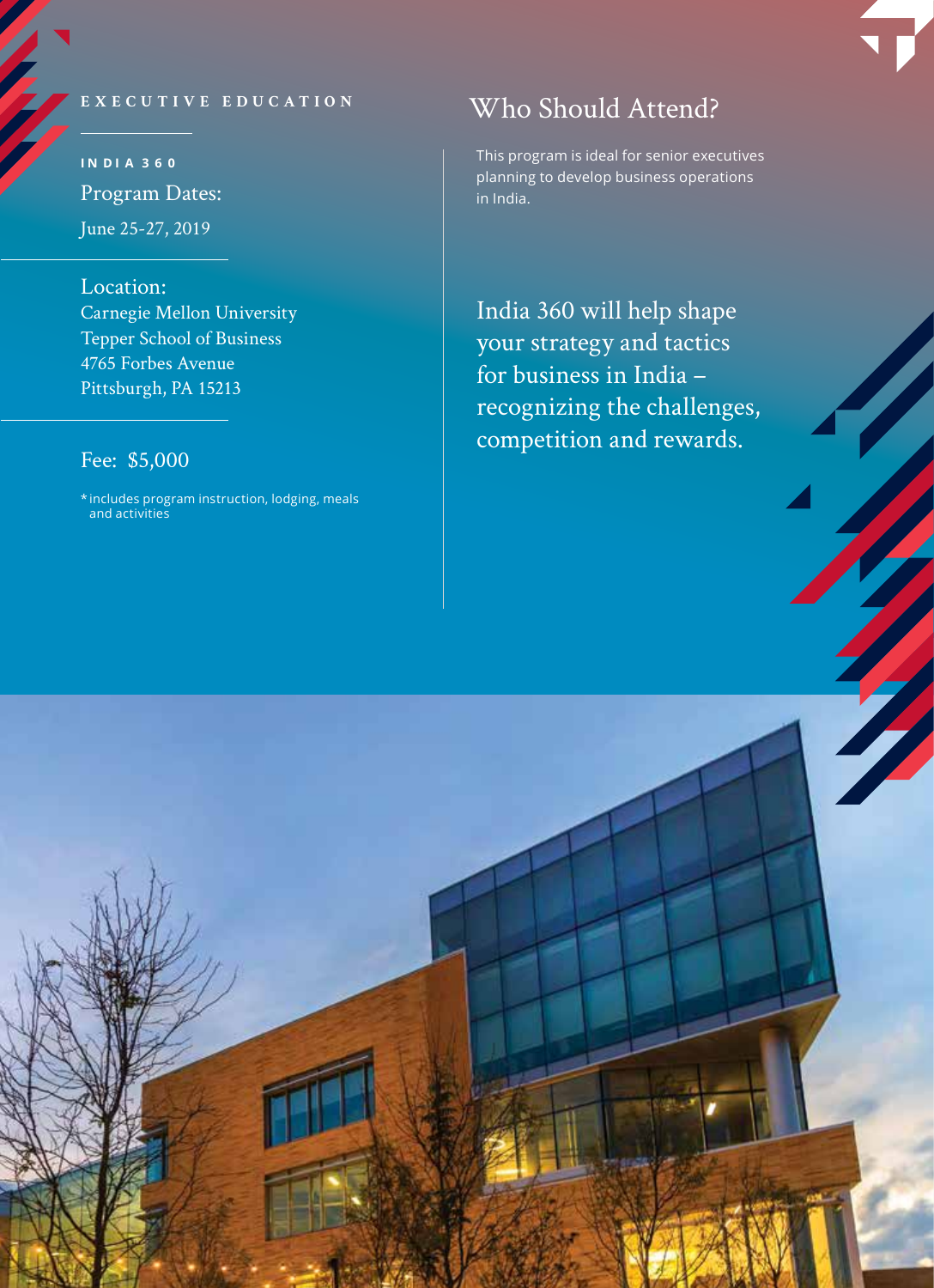EXECUTIVE EDUCATION

**INDIA 360**

Program Dates:

June 25-27, 2019

Location:

Carnegie Mellon University
Tepper School of Business
4765 Forbes Avenue
Pittsburgh, PA 15213

Fee: $5,000

*includes program instruction, lodging, meals and activities

## Who Should Attend?

This program is ideal for senior executives planning to develop business operations in India.

India 360 will help shape your strategy and tactics for business in India – recognizing the challenges, competition and rewards.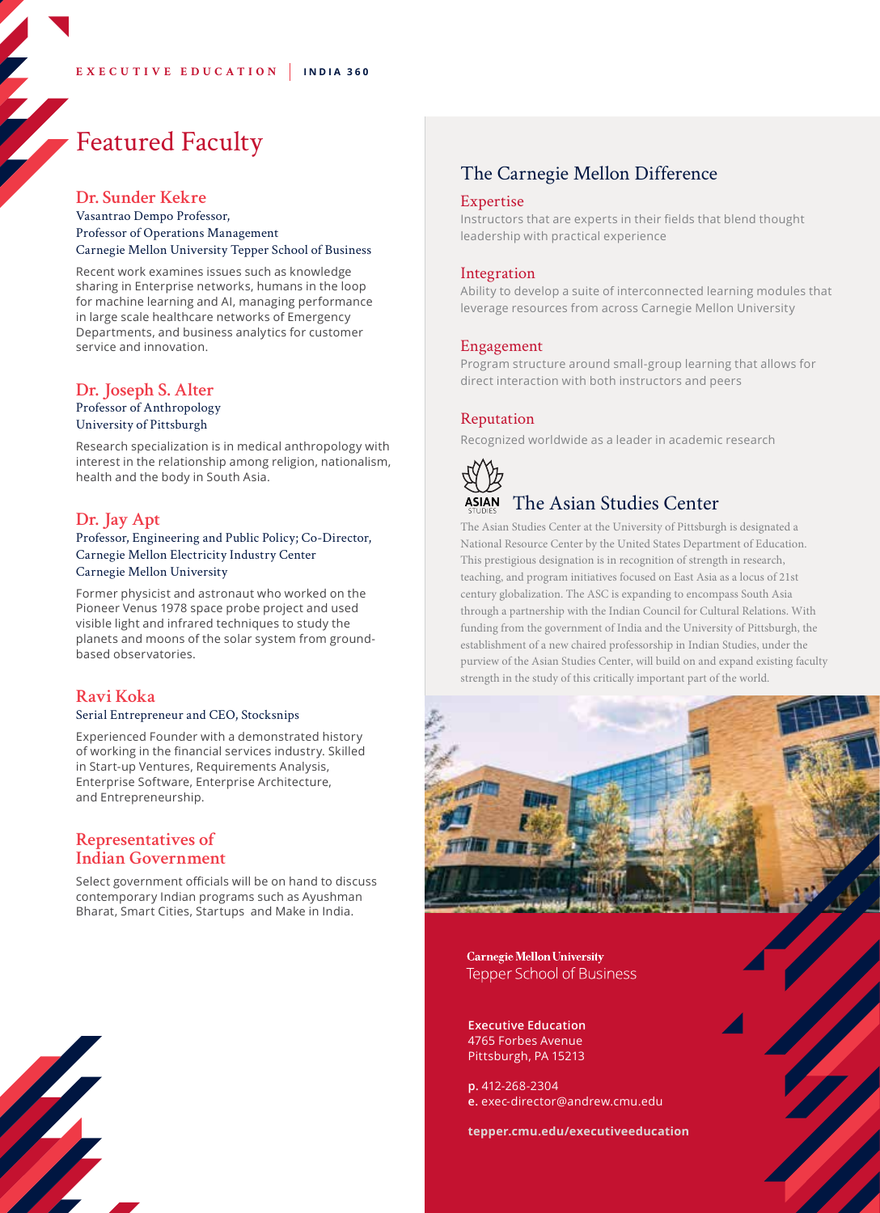EXECUTIVE EDUCATION | INDIA 360

# Featured Faculty

### Dr. Sunder Kekre

Vasantrao Dempo Professor,
Professor of Operations Management
Carnegie Mellon University Tepper School of Business

Recent work examines issues such as knowledge sharing in Enterprise networks, humans in the loop for machine learning and AI, managing performance in large scale healthcare networks of Emergency Departments, and business analytics for customer service and innovation.

### Dr. Joseph S. Alter

Professor of Anthropology
University of Pittsburgh

Research specialization is in medical anthropology with interest in the relationship among religion, nationalism, health and the body in South Asia.

### Dr. Jay Apt

Professor, Engineering and Public Policy; Co-Director, Carnegie Mellon Electricity Industry Center
Carnegie Mellon University

Former physicist and astronaut who worked on the Pioneer Venus 1978 space probe project and used visible light and infrared techniques to study the planets and moons of the solar system from ground-based observatories.

### Ravi Koka

Serial Entrepreneur and CEO, Stocksnips

Experienced Founder with a demonstrated history of working in the financial services industry. Skilled in Start-up Ventures, Requirements Analysis, Enterprise Software, Enterprise Architecture, and Entrepreneurship.

### Representatives of Indian Government

Select government officials will be on hand to discuss contemporary Indian programs such as Ayushman Bharat, Smart Cities, Startups and Make in India.

## The Carnegie Mellon Difference

### Expertise

Instructors that are experts in their fields that blend thought leadership with practical experience

### Integration

Ability to develop a suite of interconnected learning modules that leverage resources from across Carnegie Mellon University

### Engagement

Program structure around small-group learning that allows for direct interaction with both instructors and peers

### Reputation

Recognized worldwide as a leader in academic research

## The Asian Studies Center

The Asian Studies Center at the University of Pittsburgh is designated a National Resource Center by the United States Department of Education. This prestigious designation is in recognition of strength in research, teaching, and program initiatives focused on East Asia as a locus of 21st century globalization. The ASC is expanding to encompass South Asia through a partnership with the Indian Council for Cultural Relations. With funding from the government of India and the University of Pittsburgh, the establishment of a new chaired professorship in Indian Studies, under the purview of the Asian Studies Center, will build on and expand existing faculty strength in the study of this critically important part of the world.

Carnegie Mellon University
Tepper School of Business

**Executive Education**
4765 Forbes Avenue
Pittsburgh, PA 15213

**p.** 412-268-2304
**e.** exec-director@andrew.cmu.edu

**tepper.cmu.edu/executiveeducation**